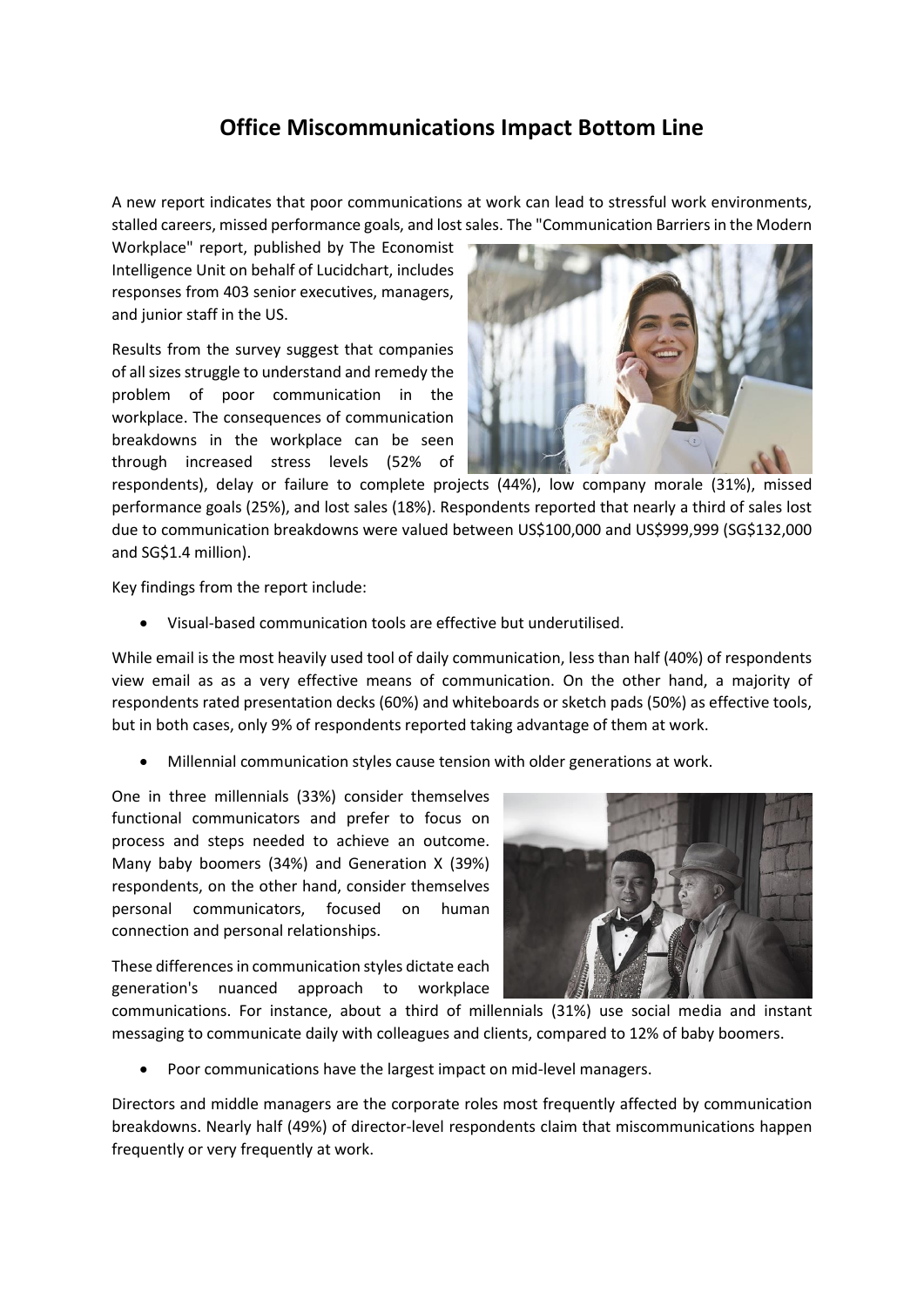# Office Miscommunications Impact Bottom Line

A new report indicates that poor communications at work can lead to stressful work environments, stalled careers, missed performance goals, and lost sales. The "Communication Barriers in the Modern Workplace" report, published by The Economist Intelligence Unit on behalf of Lucidchart, includes responses from 403 senior executives, managers, and junior staff in the US.

Results from the survey suggest that companies of all sizes struggle to understand and remedy the problem of poor communication in the workplace. The consequences of communication breakdowns in the workplace can be seen through increased stress levels (52% of respondents), delay or failure to complete projects (44%), low company morale (31%), missed performance goals (25%), and lost sales (18%). Respondents reported that nearly a third of sales lost due to communication breakdowns were valued between US$100,000 and US$999,999 (SG$132,000 and SG$1.4 million).

Key findings from the report include:

- Visual-based communication tools are effective but underutilised.

While email is the most heavily used tool of daily communication, less than half (40%) of respondents view email as as a very effective means of communication. On the other hand, a majority of respondents rated presentation decks (60%) and whiteboards or sketch pads (50%) as effective tools, but in both cases, only 9% of respondents reported taking advantage of them at work.

- Millennial communication styles cause tension with older generations at work.

One in three millennials (33%) consider themselves functional communicators and prefer to focus on process and steps needed to achieve an outcome. Many baby boomers (34%) and Generation X (39%) respondents, on the other hand, consider themselves personal communicators, focused on human connection and personal relationships.

These differences in communication styles dictate each generation's nuanced approach to workplace communications. For instance, about a third of millennials (31%) use social media and instant messaging to communicate daily with colleagues and clients, compared to 12% of baby boomers.

- Poor communications have the largest impact on mid-level managers.

Directors and middle managers are the corporate roles most frequently affected by communication breakdowns. Nearly half (49%) of director-level respondents claim that miscommunications happen frequently or very frequently at work.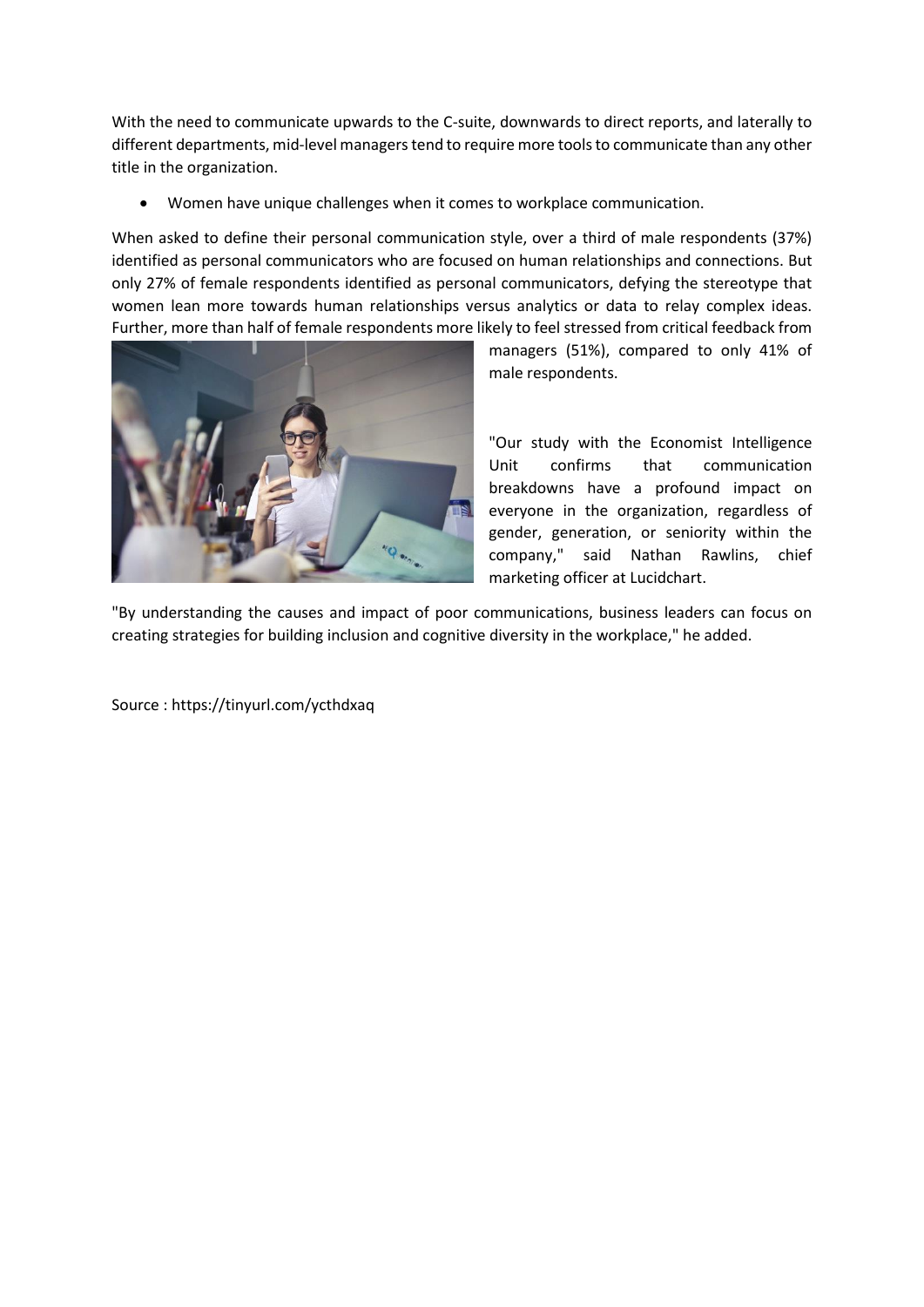With the need to communicate upwards to the C-suite, downwards to direct reports, and laterally to different departments, mid-level managers tend to require more tools to communicate than any other title in the organization.

- Women have unique challenges when it comes to workplace communication.

When asked to define their personal communication style, over a third of male respondents (37%) identified as personal communicators who are focused on human relationships and connections. But only 27% of female respondents identified as personal communicators, defying the stereotype that women lean more towards human relationships versus analytics or data to relay complex ideas. Further, more than half of female respondents more likely to feel stressed from critical feedback from managers (51%), compared to only 41% of male respondents.

"Our study with the Economist Intelligence Unit confirms that communication breakdowns have a profound impact on everyone in the organization, regardless of gender, generation, or seniority within the company," said Nathan Rawlins, chief marketing officer at Lucidchart.

"By understanding the causes and impact of poor communications, business leaders can focus on creating strategies for building inclusion and cognitive diversity in the workplace," he added.

Source : https://tinyurl.com/ycthdxaq